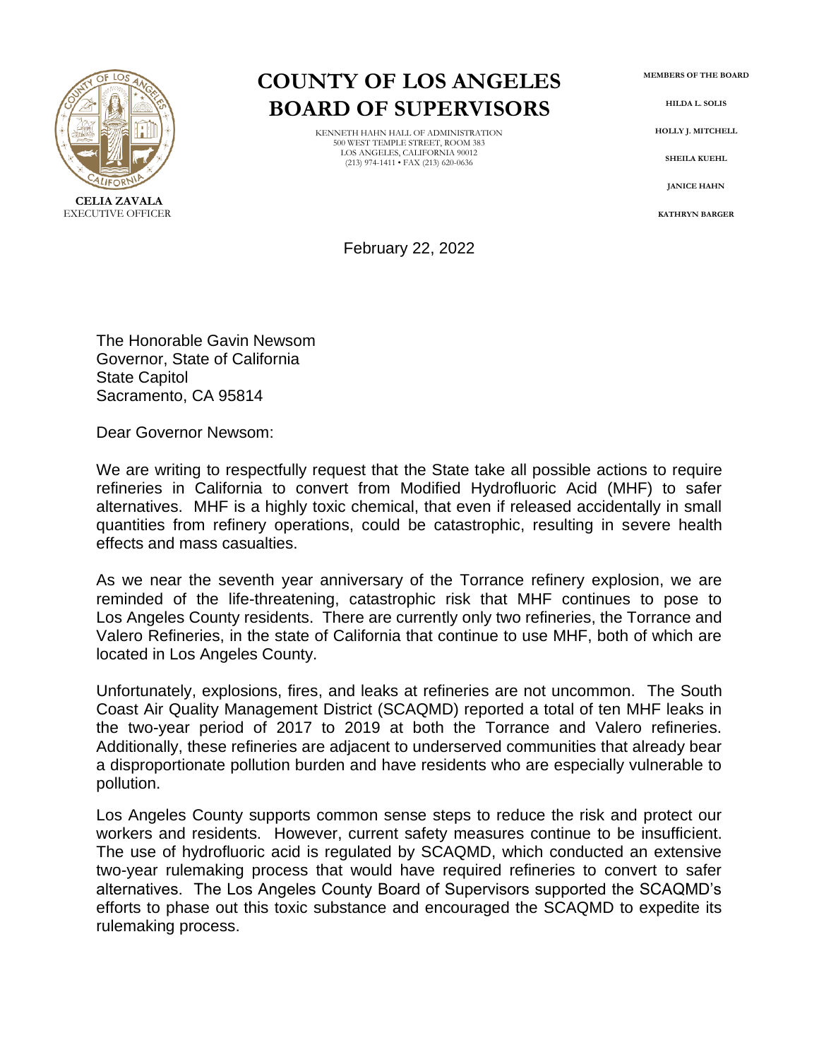# COUNTY OF LOS ANGELES
# BOARD OF SUPERVISORS

KENNETH HAHN HALL OF ADMINISTRATION
500 WEST TEMPLE STREET, ROOM 383
LOS ANGELES, CALIFORNIA 90012
(213) 974-1411 • FAX (213) 620-0636

**CELIA ZAVALA**
EXECUTIVE OFFICER

**MEMBERS OF THE BOARD**

**HILDA L. SOLIS**

**HOLLY J. MITCHELL**

**SHEILA KUEHL**

**JANICE HAHN**

**KATHRYN BARGER**

February 22, 2022

The Honorable Gavin Newsom
Governor, State of California
State Capitol
Sacramento, CA 95814

Dear Governor Newsom:

We are writing to respectfully request that the State take all possible actions to require refineries in California to convert from Modified Hydrofluoric Acid (MHF) to safer alternatives. MHF is a highly toxic chemical, that even if released accidentally in small quantities from refinery operations, could be catastrophic, resulting in severe health effects and mass casualties.

As we near the seventh year anniversary of the Torrance refinery explosion, we are reminded of the life-threatening, catastrophic risk that MHF continues to pose to Los Angeles County residents. There are currently only two refineries, the Torrance and Valero Refineries, in the state of California that continue to use MHF, both of which are located in Los Angeles County.

Unfortunately, explosions, fires, and leaks at refineries are not uncommon. The South Coast Air Quality Management District (SCAQMD) reported a total of ten MHF leaks in the two-year period of 2017 to 2019 at both the Torrance and Valero refineries. Additionally, these refineries are adjacent to underserved communities that already bear a disproportionate pollution burden and have residents who are especially vulnerable to pollution.

Los Angeles County supports common sense steps to reduce the risk and protect our workers and residents. However, current safety measures continue to be insufficient. The use of hydrofluoric acid is regulated by SCAQMD, which conducted an extensive two-year rulemaking process that would have required refineries to convert to safer alternatives. The Los Angeles County Board of Supervisors supported the SCAQMD's efforts to phase out this toxic substance and encouraged the SCAQMD to expedite its rulemaking process.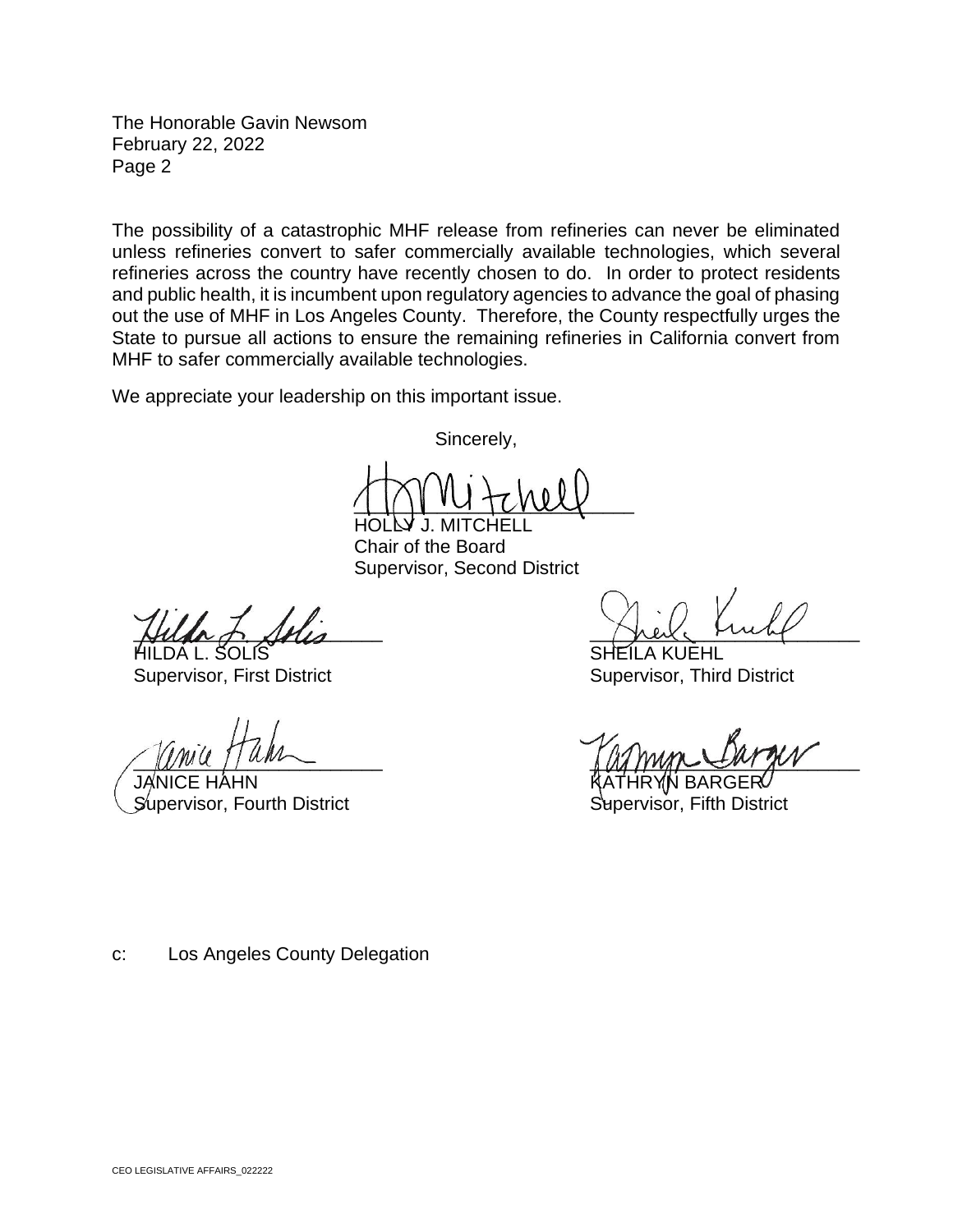The Honorable Gavin Newsom
February 22, 2022
Page 2

The possibility of a catastrophic MHF release from refineries can never be eliminated unless refineries convert to safer commercially available technologies, which several refineries across the country have recently chosen to do. In order to protect residents and public health, it is incumbent upon regulatory agencies to advance the goal of phasing out the use of MHF in Los Angeles County. Therefore, the County respectfully urges the State to pursue all actions to ensure the remaining refineries in California convert from MHF to safer commercially available technologies.

We appreciate your leadership on this important issue.

Sincerely,

HOLLY J. MITCHELL
Chair of the Board
Supervisor, Second District

HILDA L. SOLIS
Supervisor, First District

SHEILA KUEHL
Supervisor, Third District

JANICE HAHN
Supervisor, Fourth District

KATHRYN BARGER
Supervisor, Fifth District

c: Los Angeles County Delegation

CEO LEGISLATIVE AFFAIRS_022222